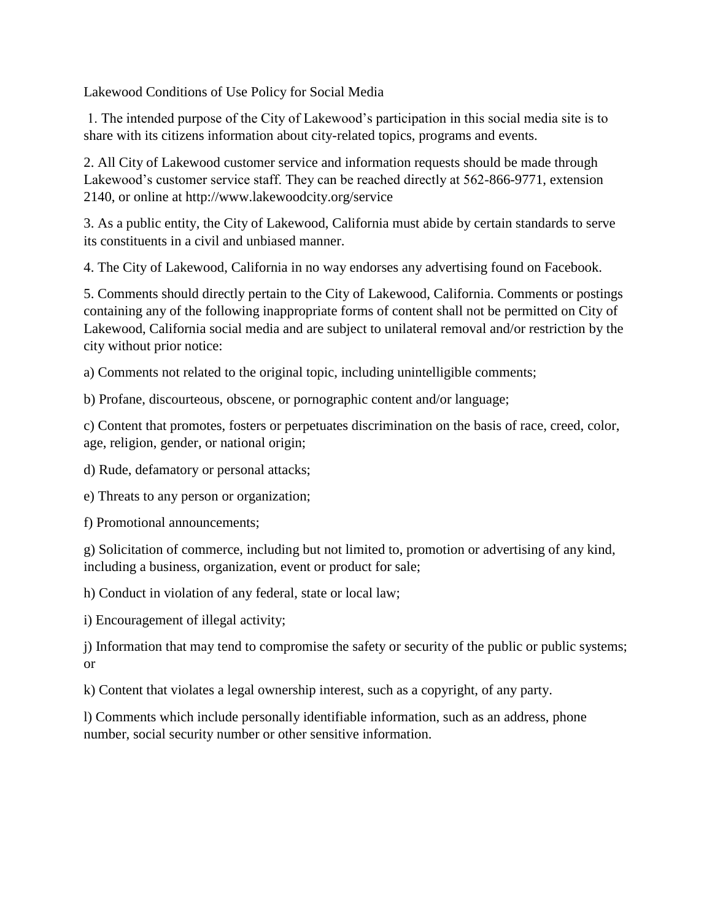# Lakewood Conditions of Use Policy for Social Media

1. The intended purpose of the City of Lakewood's participation in this social media site is to share with its citizens information about city-related topics, programs and events.

2. All City of Lakewood customer service and information requests should be made through Lakewood's customer service staff. They can be reached directly at 562-866-9771, extension 2140, or online at http://www.lakewoodcity.org/service

3. As a public entity, the City of Lakewood, California must abide by certain standards to serve its constituents in a civil and unbiased manner.

4. The City of Lakewood, California in no way endorses any advertising found on Facebook.

5. Comments should directly pertain to the City of Lakewood, California. Comments or postings containing any of the following inappropriate forms of content shall not be permitted on City of Lakewood, California social media and are subject to unilateral removal and/or restriction by the city without prior notice:

a) Comments not related to the original topic, including unintelligible comments;

b) Profane, discourteous, obscene, or pornographic content and/or language;

c) Content that promotes, fosters or perpetuates discrimination on the basis of race, creed, color, age, religion, gender, or national origin;

d) Rude, defamatory or personal attacks;

e) Threats to any person or organization;

f) Promotional announcements;

g) Solicitation of commerce, including but not limited to, promotion or advertising of any kind, including a business, organization, event or product for sale;

h) Conduct in violation of any federal, state or local law;

i) Encouragement of illegal activity;

j) Information that may tend to compromise the safety or security of the public or public systems; or

k) Content that violates a legal ownership interest, such as a copyright, of any party.

l) Comments which include personally identifiable information, such as an address, phone number, social security number or other sensitive information.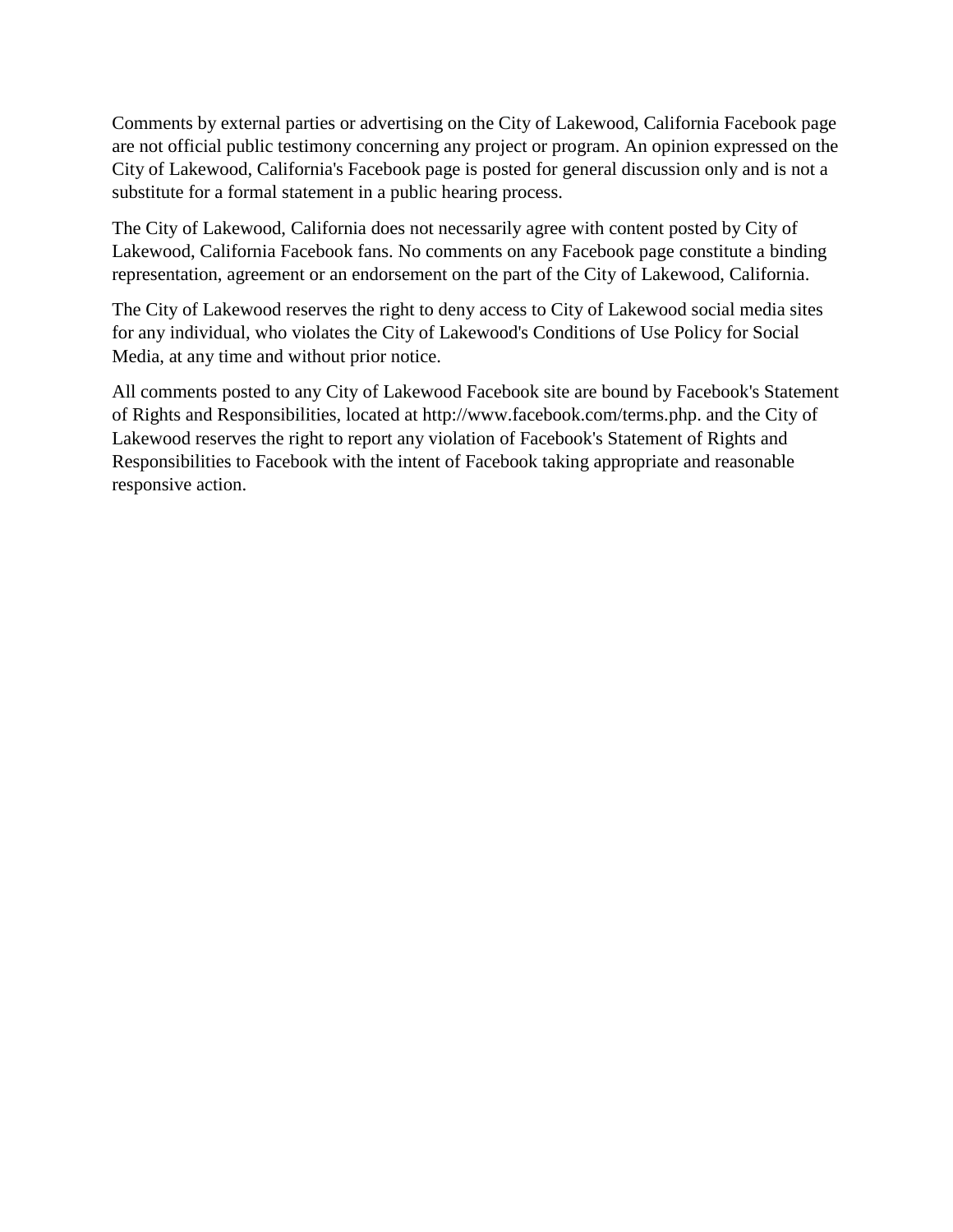Comments by external parties or advertising on the City of Lakewood, California Facebook page are not official public testimony concerning any project or program. An opinion expressed on the City of Lakewood, California's Facebook page is posted for general discussion only and is not a substitute for a formal statement in a public hearing process.

The City of Lakewood, California does not necessarily agree with content posted by City of Lakewood, California Facebook fans. No comments on any Facebook page constitute a binding representation, agreement or an endorsement on the part of the City of Lakewood, California.

The City of Lakewood reserves the right to deny access to City of Lakewood social media sites for any individual, who violates the City of Lakewood's Conditions of Use Policy for Social Media, at any time and without prior notice.

All comments posted to any City of Lakewood Facebook site are bound by Facebook's Statement of Rights and Responsibilities, located at http://www.facebook.com/terms.php. and the City of Lakewood reserves the right to report any violation of Facebook's Statement of Rights and Responsibilities to Facebook with the intent of Facebook taking appropriate and reasonable responsive action.